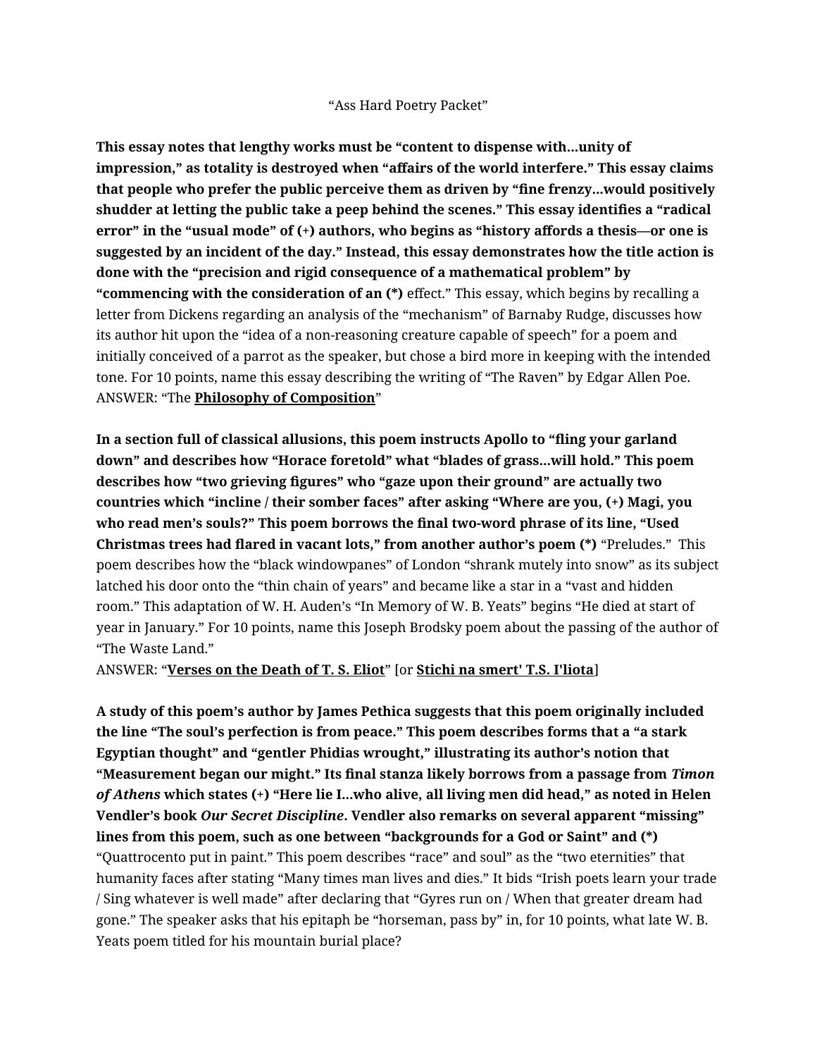"Ass Hard Poetry Packet"

**This essay notes that lengthy works must be "content to dispense with…unity of impression," as totality is destroyed when "affairs of the world interfere." This essay claims that people who prefer the public perceive them as driven by "fine frenzy…would positively shudder at letting the public take a peep behind the scenes." This essay identifies a "radical error" in the "usual mode" of (+) authors, who begins as "history affords a thesis—or one is suggested by an incident of the day." Instead, this essay demonstrates how the title action is done with the "precision and rigid consequence of a mathematical problem" by "commencing with the consideration of an (*)** effect." This essay, which begins by recalling a letter from Dickens regarding an analysis of the "mechanism" of Barnaby Rudge, discusses how its author hit upon the "idea of a non-reasoning creature capable of speech" for a poem and initially conceived of a parrot as the speaker, but chose a bird more in keeping with the intended tone. For 10 points, name this essay describing the writing of "The Raven" by Edgar Allen Poe.
ANSWER: "The **<u>Philosophy of Composition</u>**"

**In a section full of classical allusions, this poem instructs Apollo to "fling your garland down" and describes how "Horace foretold" what "blades of grass…will hold." This poem describes how "two grieving figures" who "gaze upon their ground" are actually two countries which "incline / their somber faces" after asking "Where are you, (+) Magi, you who read men's souls?" This poem borrows the final two-word phrase of its line, "Used Christmas trees had flared in vacant lots," from another author's poem (*)** "Preludes." This poem describes how the "black windowpanes" of London "shrank mutely into snow" as its subject latched his door onto the "thin chain of years" and became like a star in a "vast and hidden room." This adaptation of W. H. Auden's "In Memory of W. B. Yeats" begins "He died at start of year in January." For 10 points, name this Joseph Brodsky poem about the passing of the author of "The Waste Land."
ANSWER: "**<u>Verses on the Death of T. S. Eliot</u>**" [or **<u>Stichi na smert' T.S. I'liota</u>**]

**A study of this poem's author by James Pethica suggests that this poem originally included the line "The soul's perfection is from peace." This poem describes forms that a "a stark Egyptian thought" and "gentler Phidias wrought," illustrating its author's notion that "Measurement began our might." Its final stanza likely borrows from a passage from *Timon of Athens* which states (+) "Here lie I…who alive, all living men did head," as noted in Helen Vendler's book *Our Secret Discipline*. Vendler also remarks on several apparent "missing" lines from this poem, such as one between "backgrounds for a God or Saint" and (*)** "Quattrocento put in paint." This poem describes "race" and soul" as the "two eternities" that humanity faces after stating "Many times man lives and dies." It bids "Irish poets learn your trade / Sing whatever is well made" after declaring that "Gyres run on / When that greater dream had gone." The speaker asks that his epitaph be "horseman, pass by" in, for 10 points, what late W. B. Yeats poem titled for his mountain burial place?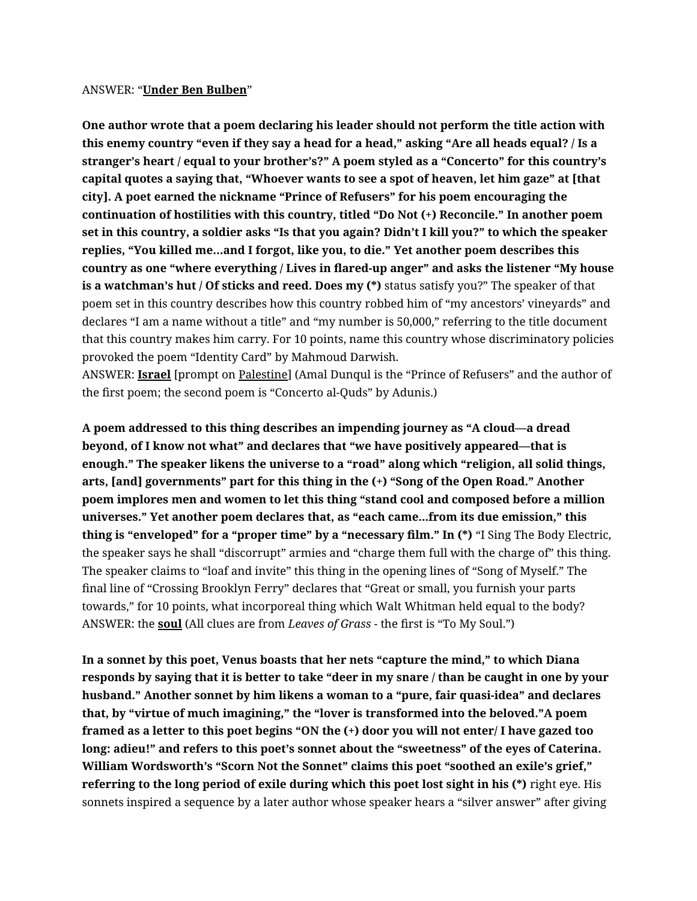ANSWER: “**Under Ben Bulben**”

**One author wrote that a poem declaring his leader should not perform the title action with this enemy country “even if they say a head for a head,” asking “Are all heads equal? / Is a stranger’s heart / equal to your brother’s?” A poem styled as a “Concerto” for this country’s capital quotes a saying that, “Whoever wants to see a spot of heaven, let him gaze” at [that city]. A poet earned the nickname “Prince of Refusers” for his poem encouraging the continuation of hostilities with this country, titled “Do Not (+) Reconcile.” In another poem set in this country, a soldier asks “Is that you again? Didn’t I kill you?” to which the speaker replies, “You killed me…and I forgot, like you, to die.” Yet another poem describes this country as one “where everything / Lives in flared-up anger” and asks the listener “My house is a watchman’s hut / Of sticks and reed. Does my (*)** status satisfy you?” The speaker of that poem set in this country describes how this country robbed him of “my ancestors’ vineyards” and declares “I am a name without a title” and “my number is 50,000,” referring to the title document that this country makes him carry. For 10 points, name this country whose discriminatory policies provoked the poem “Identity Card” by Mahmoud Darwish.
ANSWER: **Israel** [prompt on Palestine] (Amal Dunqul is the “Prince of Refusers” and the author of the first poem; the second poem is “Concerto al-Quds” by Adunis.)

**A poem addressed to this thing describes an impending journey as “A cloud—a dread beyond, of I know not what” and declares that “we have positively appeared—that is enough.” The speaker likens the universe to a “road” along which “religion, all solid things, arts, [and] governments” part for this thing in the (+) “Song of the Open Road.” Another poem implores men and women to let this thing “stand cool and composed before a million universes.” Yet another poem declares that, as “each came…from its due emission,” this thing is “enveloped” for a “proper time” by a “necessary film.” In (*)** “I Sing The Body Electric, the speaker says he shall “discorrupt” armies and “charge them full with the charge of” this thing. The speaker claims to “loaf and invite” this thing in the opening lines of “Song of Myself.” The final line of “Crossing Brooklyn Ferry” declares that “Great or small, you furnish your parts towards,” for 10 points, what incorporeal thing which Walt Whitman held equal to the body?
ANSWER: the **soul** (All clues are from *Leaves of Grass* - the first is “To My Soul.”)

**In a sonnet by this poet, Venus boasts that her nets “capture the mind,” to which Diana responds by saying that it is better to take “deer in my snare / than be caught in one by your husband.” Another sonnet by him likens a woman to a “pure, fair quasi-idea” and declares that, by “virtue of much imagining,” the “lover is transformed into the beloved.”A poem framed as a letter to this poet begins “ON the (+) door you will not enter/ I have gazed too long: adieu!” and refers to this poet’s sonnet about the “sweetness” of the eyes of Caterina. William Wordsworth’s “Scorn Not the Sonnet” claims this poet “soothed an exile’s grief,” referring to the long period of exile during which this poet lost sight in his (*)** right eye. His sonnets inspired a sequence by a later author whose speaker hears a “silver answer” after giving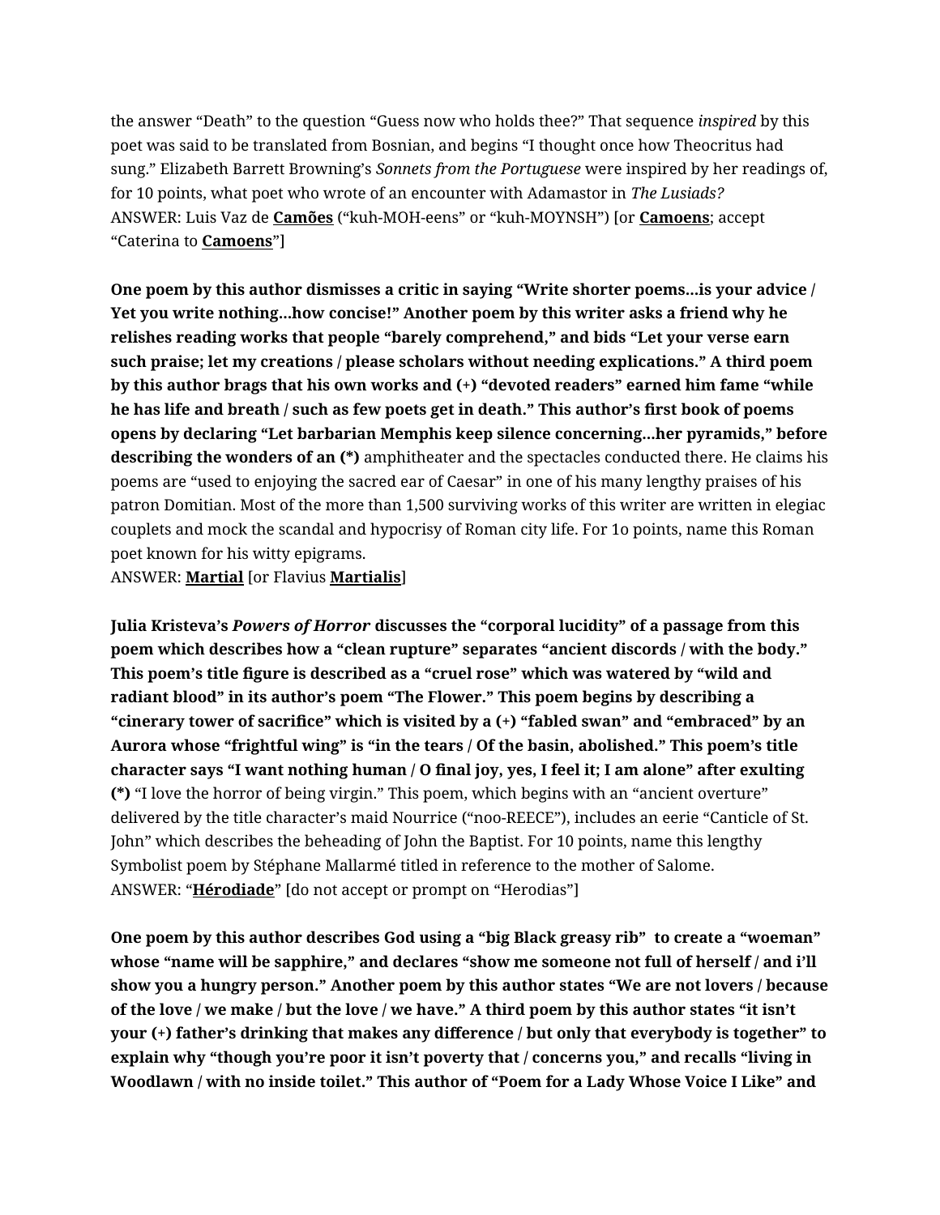the answer "Death" to the question "Guess now who holds thee?" That sequence *inspired* by this poet was said to be translated from Bosnian, and begins "I thought once how Theocritus had sung." Elizabeth Barrett Browning's *Sonnets from the Portuguese* were inspired by her readings of, for 10 points, what poet who wrote of an encounter with Adamastor in *The Lusiads?*
ANSWER: Luis Vaz de **Camões** ("kuh-MOH-eens" or "kuh-MOYNSH") [or **Camoens**; accept "Caterina to **Camoens**"]

**One poem by this author dismisses a critic in saying "Write shorter poems…is your advice / Yet you write nothing…how concise!" Another poem by this writer asks a friend why he relishes reading works that people "barely comprehend," and bids "Let your verse earn such praise; let my creations / please scholars without needing explications." A third poem by this author brags that his own works and (+) "devoted readers" earned him fame "while he has life and breath / such as few poets get in death." This author's first book of poems opens by declaring "Let barbarian Memphis keep silence concerning…her pyramids," before describing the wonders of an (*)** amphitheater and the spectacles conducted there. He claims his poems are "used to enjoying the sacred ear of Caesar" in one of his many lengthy praises of his patron Domitian. Most of the more than 1,500 surviving works of this writer are written in elegiac couplets and mock the scandal and hypocrisy of Roman city life. For 1o points, name this Roman poet known for his witty epigrams.
ANSWER: **Martial** [or Flavius **Martialis**]

**Julia Kristeva's *Powers of Horror* discusses the "corporal lucidity" of a passage from this poem which describes how a "clean rupture" separates "ancient discords / with the body." This poem's title figure is described as a "cruel rose" which was watered by "wild and radiant blood" in its author's poem "The Flower." This poem begins by describing a "cinerary tower of sacrifice" which is visited by a (+) "fabled swan" and "embraced" by an Aurora whose "frightful wing" is "in the tears / Of the basin, abolished." This poem's title character says "I want nothing human / O final joy, yes, I feel it; I am alone" after exulting (*)** "I love the horror of being virgin." This poem, which begins with an "ancient overture" delivered by the title character's maid Nourrice ("noo-REECE"), includes an eerie "Canticle of St. John" which describes the beheading of John the Baptist. For 10 points, name this lengthy Symbolist poem by Stéphane Mallarmé titled in reference to the mother of Salome.
ANSWER: "**Hérodiade**" [do not accept or prompt on "Herodias"]

**One poem by this author describes God using a "big Black greasy rib" to create a "woeman" whose "name will be sapphire," and declares "show me someone not full of herself / and i'll show you a hungry person." Another poem by this author states "We are not lovers / because of the love / we make / but the love / we have." A third poem by this author states "it isn't your (+) father's drinking that makes any difference / but only that everybody is together" to explain why "though you're poor it isn't poverty that / concerns you," and recalls "living in Woodlawn / with no inside toilet." This author of "Poem for a Lady Whose Voice I Like" and**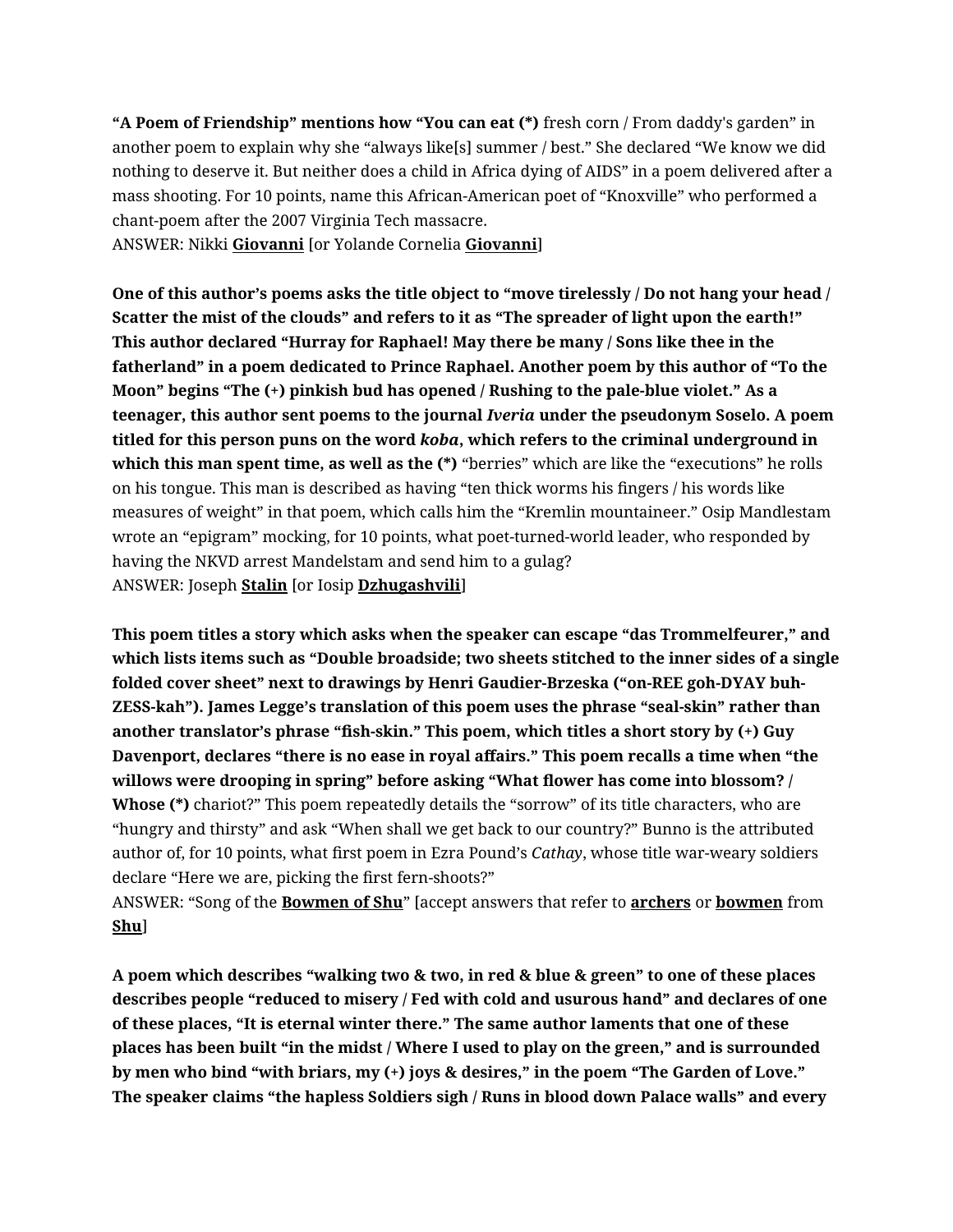**"A Poem of Friendship" mentions how "You can eat (*)** fresh corn / From daddy's garden" in another poem to explain why she "always like[s] summer / best." She declared "We know we did nothing to deserve it. But neither does a child in Africa dying of AIDS" in a poem delivered after a mass shooting. For 10 points, name this African-American poet of "Knoxville" who performed a chant-poem after the 2007 Virginia Tech massacre.
ANSWER: Nikki **Giovanni** [or Yolande Cornelia **Giovanni**]

**One of this author's poems asks the title object to "move tirelessly / Do not hang your head / Scatter the mist of the clouds" and refers to it as "The spreader of light upon the earth!" This author declared "Hurray for Raphael! May there be many / Sons like thee in the fatherland" in a poem dedicated to Prince Raphael. Another poem by this author of "To the Moon" begins "The (+) pinkish bud has opened / Rushing to the pale-blue violet." As a teenager, this author sent poems to the journal *Iveria* under the pseudonym Soselo. A poem titled for this person puns on the word *koba*, which refers to the criminal underground in which this man spent time, as well as the (*)** "berries" which are like the "executions" he rolls on his tongue. This man is described as having "ten thick worms his fingers / his words like measures of weight" in that poem, which calls him the "Kremlin mountaineer." Osip Mandlestam wrote an "epigram" mocking, for 10 points, what poet-turned-world leader, who responded by having the NKVD arrest Mandelstam and send him to a gulag?
ANSWER: Joseph **Stalin** [or Iosip **Dzhugashvili**]

**This poem titles a story which asks when the speaker can escape "das Trommelfeuer," and which lists items such as "Double broadside; two sheets stitched to the inner sides of a single folded cover sheet" next to drawings by Henri Gaudier-Brzeska ("on-REE goh-DYAY buh-ZESS-kah"). James Legge's translation of this poem uses the phrase "seal-skin" rather than another translator's phrase "fish-skin." This poem, which titles a short story by (+) Guy Davenport, declares "there is no ease in royal affairs." This poem recalls a time when "the willows were drooping in spring" before asking "What flower has come into blossom? / Whose (*)** chariot?" This poem repeatedly details the "sorrow" of its title characters, who are "hungry and thirsty" and ask "When shall we get back to our country?" Bunno is the attributed author of, for 10 points, what first poem in Ezra Pound's *Cathay*, whose title war-weary soldiers declare "Here we are, picking the first fern-shoots?"
ANSWER: "Song of the **Bowmen of Shu**" [accept answers that refer to **archers** or **bowmen** from **Shu**]

**A poem which describes "walking two & two, in red & blue & green" to one of these places describes people "reduced to misery / Fed with cold and usurous hand" and declares of one of these places, "It is eternal winter there." The same author laments that one of these places has been built "in the midst / Where I used to play on the green," and is surrounded by men who bind "with briars, my (+) joys & desires," in the poem "The Garden of Love." The speaker claims "the hapless Soldiers sigh / Runs in blood down Palace walls" and every**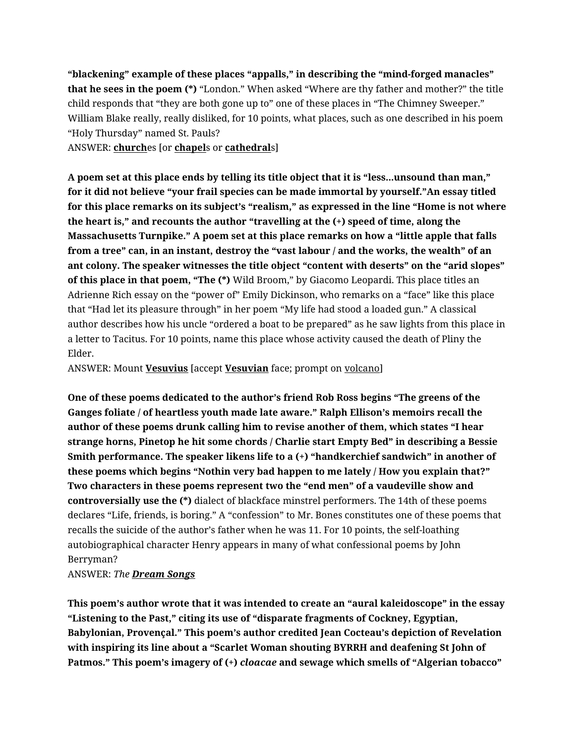**“blackening” example of these places “appalls,” in describing the “mind-forged manacles” that he sees in the poem (*)** “London.” When asked “Where are thy father and mother?” the title child responds that “they are both gone up to” one of these places in “The Chimney Sweeper.” William Blake really, really disliked, for 10 points, what places, such as one described in his poem “Holy Thursday” named St. Pauls?
ANSWER: **<u>church</u>**es [or **<u>chapel</u>**s or **<u>cathedral</u>**s]

**A poem set at this place ends by telling its title object that it is “less…unsound than man,” for it did not believe “your frail species can be made immortal by yourself.”An essay titled for this place remarks on its subject’s “realism,” as expressed in the line “Home is not where the heart is,” and recounts the author “travelling at the (+) speed of time, along the Massachusetts Turnpike.” A poem set at this place remarks on how a “little apple that falls from a tree” can, in an instant, destroy the “vast labour / and the works, the wealth” of an ant colony. The speaker witnesses the title object “content with deserts” on the “arid slopes” of this place in that poem, “The (*)** Wild Broom,” by Giacomo Leopardi. This place titles an Adrienne Rich essay on the “power of” Emily Dickinson, who remarks on a “face” like this place that “Had let its pleasure through” in her poem “My life had stood a loaded gun.” A classical author describes how his uncle “ordered a boat to be prepared” as he saw lights from this place in a letter to Tacitus. For 10 points, name this place whose activity caused the death of Pliny the Elder.
ANSWER: Mount **<u>Vesuvius</u>** [accept **<u>Vesuvian</u>** face; prompt on <u>volcano</u>]

**One of these poems dedicated to the author’s friend Rob Ross begins “The greens of the Ganges foliate / of heartless youth made late aware.” Ralph Ellison’s memoirs recall the author of these poems drunk calling him to revise another of them, which states “I hear strange horns, Pinetop he hit some chords / Charlie start Empty Bed” in describing a Bessie Smith performance. The speaker likens life to a (+) “handkerchief sandwich” in another of these poems which begins “Nothin very bad happen to me lately / How you explain that?” Two characters in these poems represent two the “end men” of a vaudeville show and controversially use the (*)** dialect of blackface minstrel performers. The 14th of these poems declares “Life, friends, is boring.” A “confession” to Mr. Bones constitutes one of these poems that recalls the suicide of the author’s father when he was 11. For 10 points, the self-loathing autobiographical character Henry appears in many of what confessional poems by John Berryman?
ANSWER: *The* ***<u>Dream Songs</u>***

**This poem’s author wrote that it was intended to create an “aural kaleidoscope” in the essay “Listening to the Past,” citing its use of “disparate fragments of Cockney, Egyptian, Babylonian, Provençal.” This poem’s author credited Jean Cocteau’s depiction of Revelation with inspiring its line about a “Scarlet Woman shouting BYRRH and deafening St John of Patmos.” This poem’s imagery of (+) *cloacae* and sewage which smells of “Algerian tobacco”**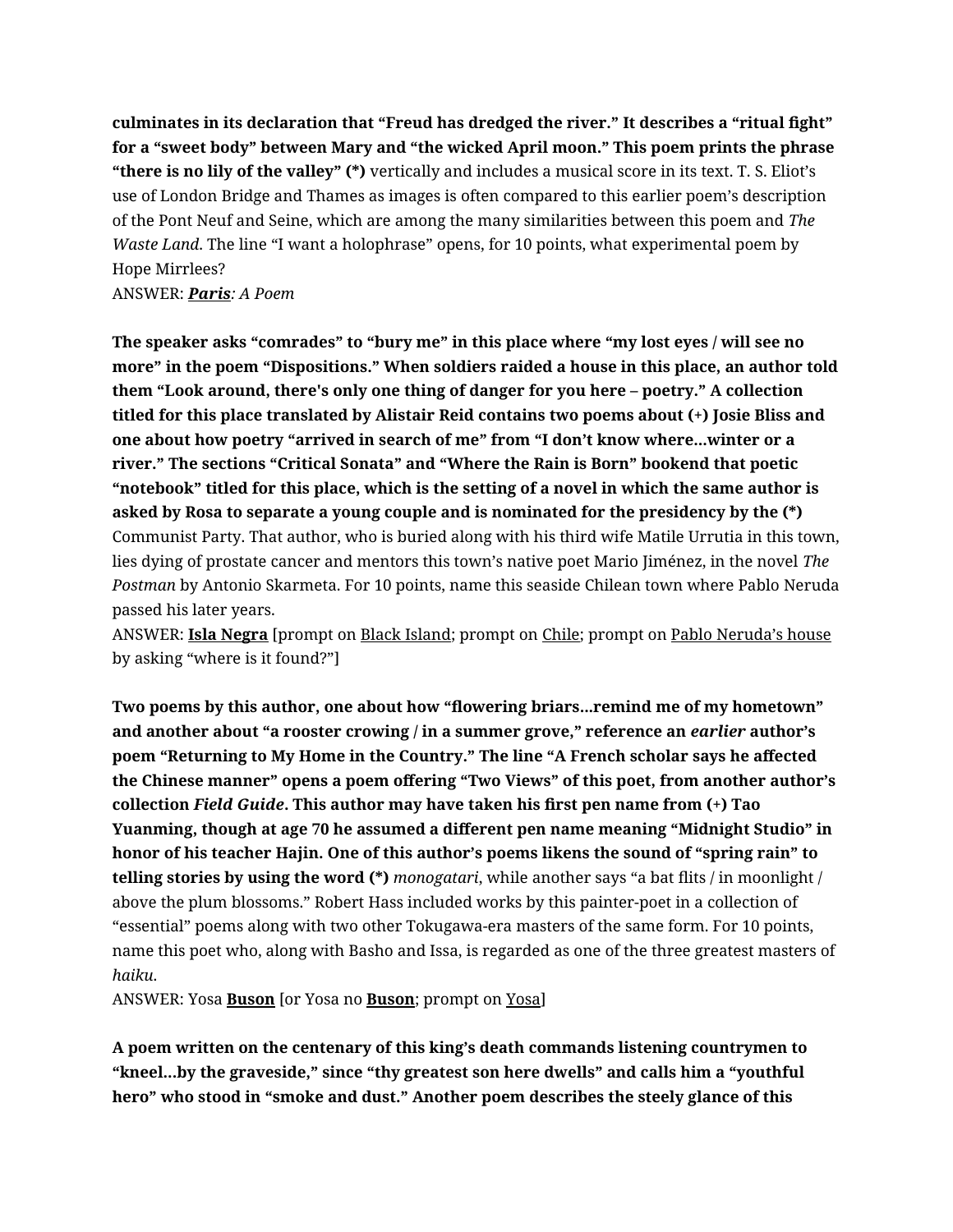**culminates in its declaration that “Freud has dredged the river.” It describes a “ritual fight” for a “sweet body” between Mary and “the wicked April moon.” This poem prints the phrase “there is no lily of the valley” (*)** vertically and includes a musical score in its text. T. S. Eliot’s use of London Bridge and Thames as images is often compared to this earlier poem’s description of the Pont Neuf and Seine, which are among the many similarities between this poem and *The Waste Land*. The line “I want a holophrase” opens, for 10 points, what experimental poem by Hope Mirrlees?
ANSWER: ***Paris**: A Poem*

**The speaker asks “comrades” to “bury me” in this place where “my lost eyes / will see no more” in the poem “Dispositions.” When soldiers raided a house in this place, an author told them “Look around, there's only one thing of danger for you here – poetry.” A collection titled for this place translated by Alistair Reid contains two poems about (+) Josie Bliss and one about how poetry “arrived in search of me” from “I don’t know where…winter or a river.” The sections “Critical Sonata” and “Where the Rain is Born” bookend that poetic “notebook” titled for this place, which is the setting of a novel in which the same author is asked by Rosa to separate a young couple and is nominated for the presidency by the (*)** Communist Party. That author, who is buried along with his third wife Matile Urrutia in this town, lies dying of prostate cancer and mentors this town’s native poet Mario Jiménez, in the novel *The Postman* by Antonio Skarmeta. For 10 points, name this seaside Chilean town where Pablo Neruda passed his later years.
ANSWER: **Isla Negra** [prompt on Black Island; prompt on Chile; prompt on Pablo Neruda’s house by asking “where is it found?”]

**Two poems by this author, one about how “flowering briars…remind me of my hometown” and another about “a rooster crowing / in a summer grove,” reference an *earlier* author’s poem “Returning to My Home in the Country.” The line “A French scholar says he affected the Chinese manner” opens a poem offering “Two Views” of this poet, from another author’s collection *Field Guide*. This author may have taken his first pen name from (+) Tao Yuanming, though at age 70 he assumed a different pen name meaning “Midnight Studio” in honor of his teacher Hajin. One of this author’s poems likens the sound of “spring rain” to telling stories by using the word (*)** *monogatari*, while another says “a bat flits / in moonlight / above the plum blossoms.” Robert Hass included works by this painter-poet in a collection of “essential” poems along with two other Tokugawa-era masters of the same form. For 10 points, name this poet who, along with Basho and Issa, is regarded as one of the three greatest masters of *haiku*.
ANSWER: Yosa **Buson** [or Yosa no **Buson**; prompt on Yosa]

**A poem written on the centenary of this king’s death commands listening countrymen to “kneel…by the graveside,” since “thy greatest son here dwells” and calls him a “youthful hero” who stood in “smoke and dust.” Another poem describes the steely glance of this**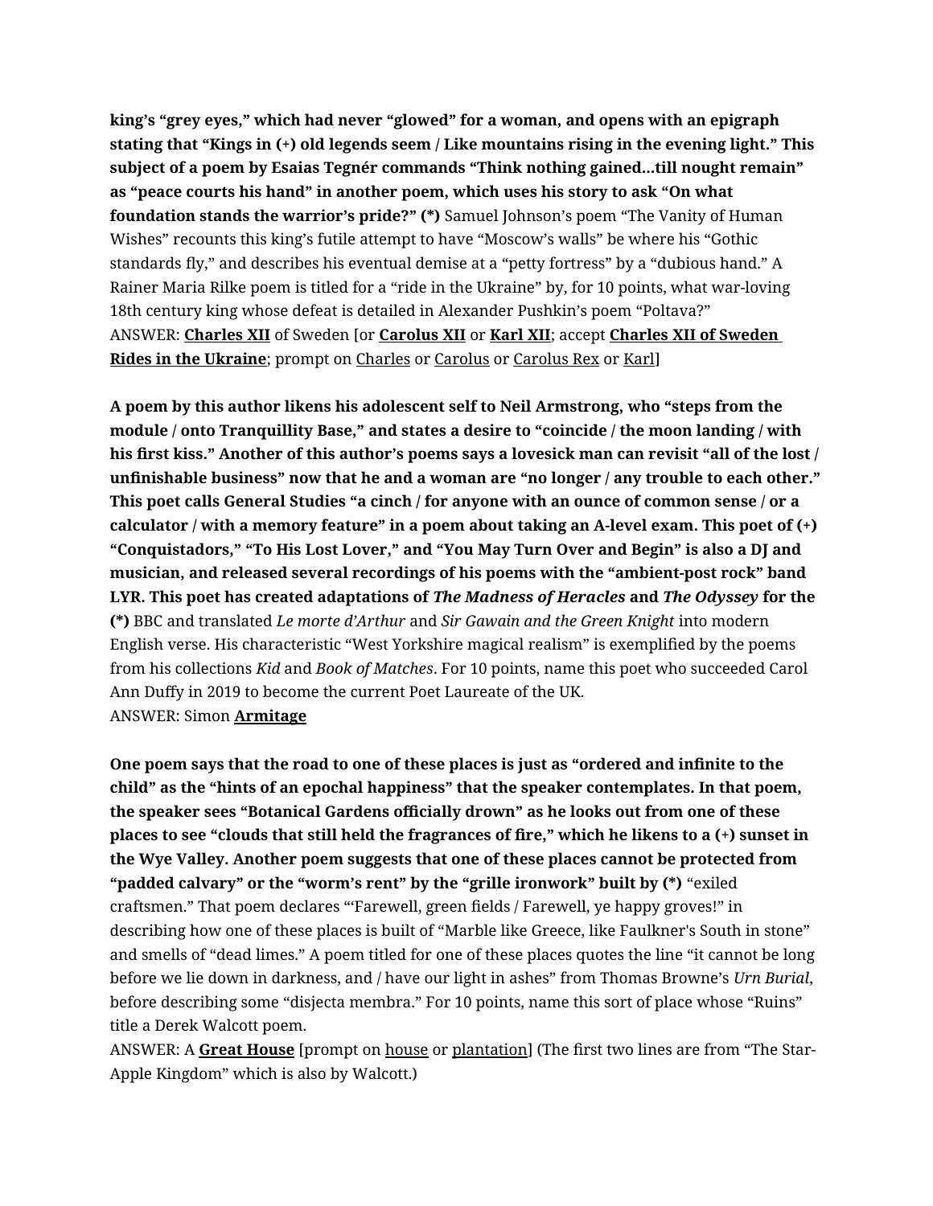**king's "grey eyes," which had never "glowed" for a woman, and opens with an epigraph stating that "Kings in (+) old legends seem / Like mountains rising in the evening light." This subject of a poem by Esaias Tegnér commands "Think nothing gained…till nought remain" as "peace courts his hand" in another poem, which uses his story to ask "On what foundation stands the warrior's pride?" (*)** Samuel Johnson's poem "The Vanity of Human Wishes" recounts this king's futile attempt to have "Moscow's walls" be where his "Gothic standards fly," and describes his eventual demise at a "petty fortress" by a "dubious hand." A Rainer Maria Rilke poem is titled for a "ride in the Ukraine" by, for 10 points, what war-loving 18th century king whose defeat is detailed in Alexander Pushkin's poem "Poltava?"
ANSWER: **Charles XII** of Sweden [or **Carolus XII** or **Karl XII**; accept **Charles XII of Sweden Rides in the Ukraine**; prompt on Charles or Carolus or Carolus Rex or Karl]

**A poem by this author likens his adolescent self to Neil Armstrong, who "steps from the module / onto Tranquillity Base," and states a desire to "coincide / the moon landing / with his first kiss." Another of this author's poems says a lovesick man can revisit "all of the lost / unfinishable business" now that he and a woman are "no longer / any trouble to each other." This poet calls General Studies "a cinch / for anyone with an ounce of common sense / or a calculator / with a memory feature" in a poem about taking an A-level exam. This poet of (+) "Conquistadors," "To His Lost Lover," and "You May Turn Over and Begin" is also a DJ and musician, and released several recordings of his poems with the "ambient-post rock" band LYR. This poet has created adaptations of *The Madness of Heracles* and *The Odyssey* for the (*)** BBC and translated *Le morte d'Arthur* and *Sir Gawain and the Green Knight* into modern English verse. His characteristic "West Yorkshire magical realism" is exemplified by the poems from his collections *Kid* and *Book of Matches*. For 10 points, name this poet who succeeded Carol Ann Duffy in 2019 to become the current Poet Laureate of the UK.
ANSWER: Simon **Armitage**

**One poem says that the road to one of these places is just as "ordered and infinite to the child" as the "hints of an epochal happiness" that the speaker contemplates. In that poem, the speaker sees "Botanical Gardens officially drown" as he looks out from one of these places to see "clouds that still held the fragrances of fire," which he likens to a (+) sunset in the Wye Valley. Another poem suggests that one of these places cannot be protected from "padded calvary" or the "worm's rent" by the "grille ironwork" built by (*)** "exiled craftsmen." That poem declares "'Farewell, green fields / Farewell, ye happy groves!" in describing how one of these places is built of "Marble like Greece, like Faulkner's South in stone" and smells of "dead limes." A poem titled for one of these places quotes the line "it cannot be long before we lie down in darkness, and / have our light in ashes" from Thomas Browne's *Urn Burial*, before describing some "disjecta membra." For 10 points, name this sort of place whose "Ruins" title a Derek Walcott poem.
ANSWER: A **Great House** [prompt on house or plantation] (The first two lines are from "The Star-Apple Kingdom" which is also by Walcott.)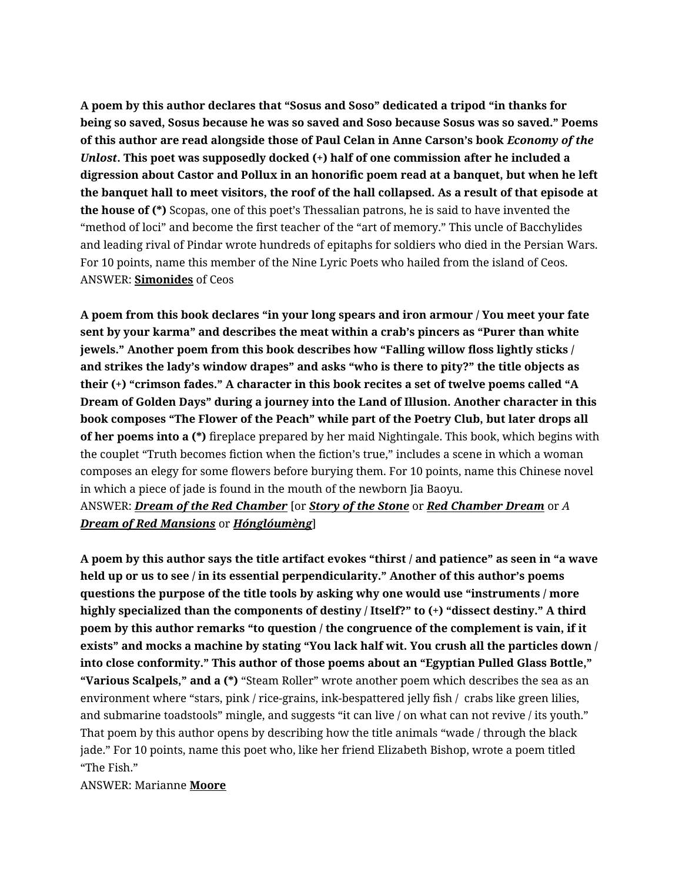**A poem by this author declares that "Sosus and Soso" dedicated a tripod "in thanks for being so saved, Sosus because he was so saved and Soso because Sosus was so saved." Poems of this author are read alongside those of Paul Celan in Anne Carson's book *Economy of the Unlost*. This poet was supposedly docked (+) half of one commission after he included a digression about Castor and Pollux in an honorific poem read at a banquet, but when he left the banquet hall to meet visitors, the roof of the hall collapsed. As a result of that episode at the house of (*)** Scopas, one of this poet's Thessalian patrons, he is said to have invented the "method of loci" and become the first teacher of the "art of memory." This uncle of Bacchylides and leading rival of Pindar wrote hundreds of epitaphs for soldiers who died in the Persian Wars. For 10 points, name this member of the Nine Lyric Poets who hailed from the island of Ceos.
ANSWER: **<u>Simonides</u>** of Ceos

**A poem from this book declares "in your long spears and iron armour / You meet your fate sent by your karma" and describes the meat within a crab's pincers as "Purer than white jewels." Another poem from this book describes how "Falling willow floss lightly sticks / and strikes the lady's window drapes" and asks "who is there to pity?" the title objects as their (+) "crimson fades." A character in this book recites a set of twelve poems called "A Dream of Golden Days" during a journey into the Land of Illusion. Another character in this book composes "The Flower of the Peach" while part of the Poetry Club, but later drops all of her poems into a (*)** fireplace prepared by her maid Nightingale. This book, which begins with the couplet "Truth becomes fiction when the fiction's true," includes a scene in which a woman composes an elegy for some flowers before burying them. For 10 points, name this Chinese novel in which a piece of jade is found in the mouth of the newborn Jia Baoyu.
ANSWER: ***<u>Dream of the Red Chamber</u>*** [or ***<u>Story of the Stone</u>*** or ***<u>Red Chamber Dream</u>*** or *A* ***<u>Dream of Red Mansions</u>*** or ***<u>Hónglóumèng</u>***]

**A poem by this author says the title artifact evokes "thirst / and patience" as seen in "a wave held up or us to see / in its essential perpendicularity." Another of this author's poems questions the purpose of the title tools by asking why one would use "instruments / more highly specialized than the components of destiny / Itself?" to (+) "dissect destiny." A third poem by this author remarks "to question / the congruence of the complement is vain, if it exists" and mocks a machine by stating "You lack half wit. You crush all the particles down / into close conformity." This author of those poems about an "Egyptian Pulled Glass Bottle," "Various Scalpels," and a (*)** "Steam Roller" wrote another poem which describes the sea as an environment where "stars, pink / rice-grains, ink-bespattered jelly fish / crabs like green lilies, and submarine toadstools" mingle, and suggests "it can live / on what can not revive / its youth." That poem by this author opens by describing how the title animals "wade / through the black jade." For 10 points, name this poet who, like her friend Elizabeth Bishop, wrote a poem titled "The Fish."
ANSWER: Marianne **<u>Moore</u>**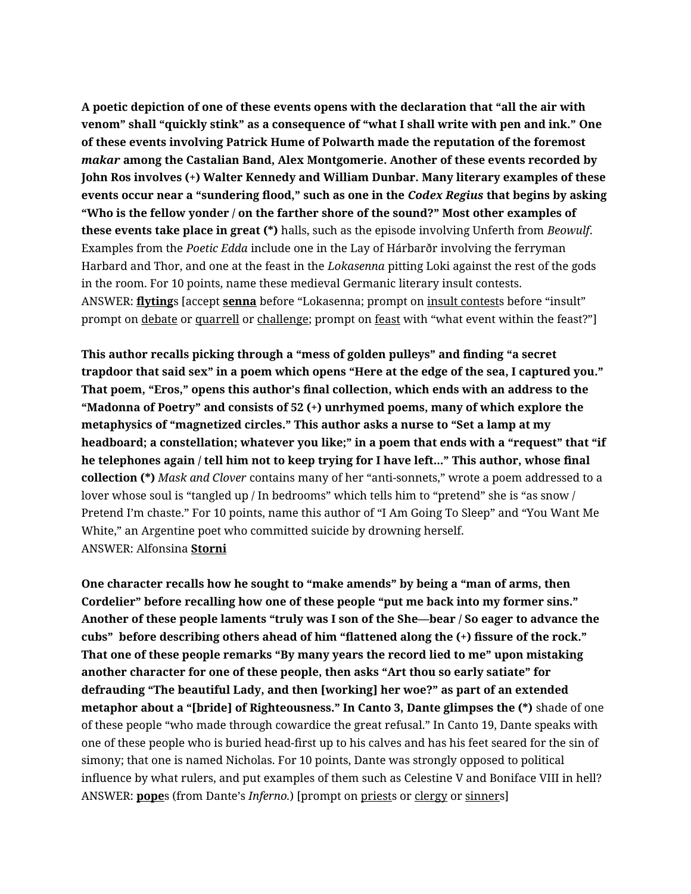**A poetic depiction of one of these events opens with the declaration that "all the air with venom" shall "quickly stink" as a consequence of "what I shall write with pen and ink." One of these events involving Patrick Hume of Polwarth made the reputation of the foremost *makar* among the Castalian Band, Alex Montgomerie. Another of these events recorded by John Ros involves (+) Walter Kennedy and William Dunbar. Many literary examples of these events occur near a "sundering flood," such as one in the *Codex Regius* that begins by asking "Who is the fellow yonder / on the farther shore of the sound?" Most other examples of these events take place in great (*)** halls, such as the episode involving Unferth from *Beowulf*. Examples from the *Poetic Edda* include one in the Lay of Hárbarðr involving the ferryman Harbard and Thor, and one at the feast in the *Lokasenna* pitting Loki against the rest of the gods in the room. For 10 points, name these medieval Germanic literary insult contests.
ANSWER: **flyting**s [accept **senna** before "Lokasenna; prompt on insult contests before "insult" prompt on debate or quarrell or challenge; prompt on feast with "what event within the feast?"]

**This author recalls picking through a "mess of golden pulleys" and finding "a secret trapdoor that said sex" in a poem which opens "Here at the edge of the sea, I captured you." That poem, "Eros," opens this author's final collection, which ends with an address to the "Madonna of Poetry" and consists of 52 (+) unrhymed poems, many of which explore the metaphysics of "magnetized circles." This author asks a nurse to "Set a lamp at my headboard; a constellation; whatever you like;" in a poem that ends with a "request" that "if he telephones again / tell him not to keep trying for I have left..." This author, whose final collection (*)** *Mask and Clover* contains many of her "anti-sonnets," wrote a poem addressed to a lover whose soul is "tangled up / In bedrooms" which tells him to "pretend" she is "as snow / Pretend I'm chaste." For 10 points, name this author of "I Am Going To Sleep" and "You Want Me White," an Argentine poet who committed suicide by drowning herself.
ANSWER: Alfonsina **Storni**

**One character recalls how he sought to "make amends" by being a "man of arms, then Cordelier" before recalling how one of these people "put me back into my former sins." Another of these people laments "truly was I son of the She—bear / So eager to advance the cubs" before describing others ahead of him "flattened along the (+) fissure of the rock." That one of these people remarks "By many years the record lied to me" upon mistaking another character for one of these people, then asks "Art thou so early satiate" for defrauding "The beautiful Lady, and then [working] her woe?" as part of an extended metaphor about a "[bride] of Righteousness." In Canto 3, Dante glimpses the (*)** shade of one of these people "who made through cowardice the great refusal." In Canto 19, Dante speaks with one of these people who is buried head-first up to his calves and has his feet seared for the sin of simony; that one is named Nicholas. For 10 points, Dante was strongly opposed to political influence by what rulers, and put examples of them such as Celestine V and Boniface VIII in hell?
ANSWER: **pope**s (from Dante's *Inferno.*) [prompt on priests or clergy or sinners]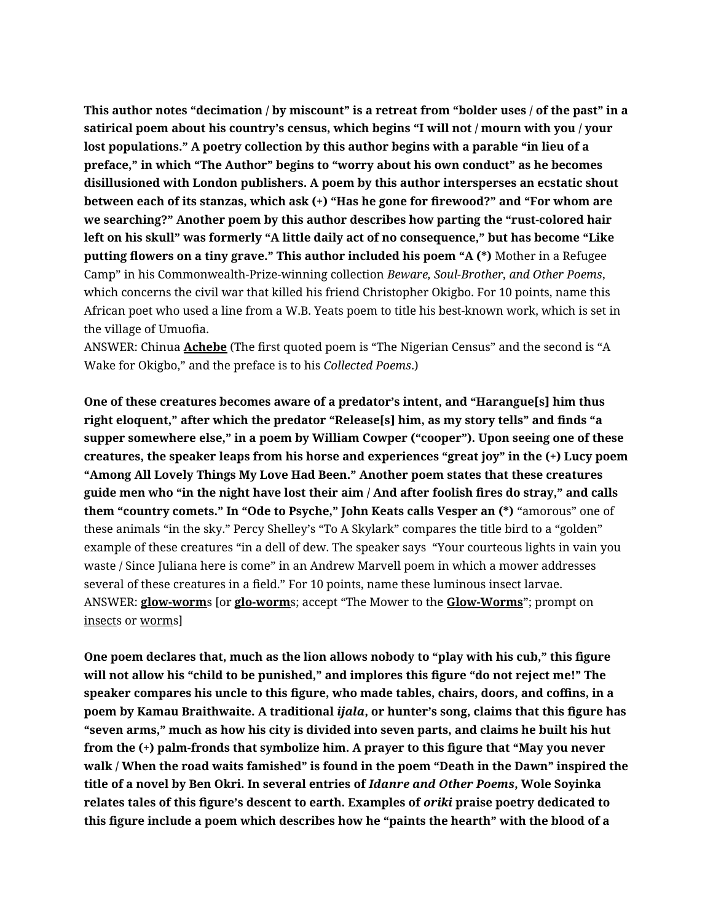**This author notes "decimation / by miscount" is a retreat from "bolder uses / of the past" in a satirical poem about his country's census, which begins "I will not / mourn with you / your lost populations." A poetry collection by this author begins with a parable "in lieu of a preface," in which "The Author" begins to "worry about his own conduct" as he becomes disillusioned with London publishers. A poem by this author intersperses an ecstatic shout between each of its stanzas, which ask (+) "Has he gone for firewood?" and "For whom are we searching?" Another poem by this author describes how parting the "rust-colored hair left on his skull" was formerly "A little daily act of no consequence," but has become "Like putting flowers on a tiny grave." This author included his poem "A (*)** Mother in a Refugee Camp" in his Commonwealth-Prize-winning collection *Beware, Soul-Brother, and Other Poems*, which concerns the civil war that killed his friend Christopher Okigbo. For 10 points, name this African poet who used a line from a W.B. Yeats poem to title his best-known work, which is set in the village of Umuofia.

ANSWER: Chinua **<u>Achebe</u>** (The first quoted poem is "The Nigerian Census" and the second is "A Wake for Okigbo," and the preface is to his *Collected Poems*.)

**One of these creatures becomes aware of a predator's intent, and "Harangue[s] him thus right eloquent," after which the predator "Release[s] him, as my story tells" and finds "a supper somewhere else," in a poem by William Cowper ("cooper"). Upon seeing one of these creatures, the speaker leaps from his horse and experiences "great joy" in the (+) Lucy poem "Among All Lovely Things My Love Had Been." Another poem states that these creatures guide men who "in the night have lost their aim / And after foolish fires do stray," and calls them "country comets." In "Ode to Psyche," John Keats calls Vesper an (*)** "amorous" one of these animals "in the sky." Percy Shelley's "To A Skylark" compares the title bird to a "golden" example of these creatures "in a dell of dew. The speaker says "Your courteous lights in vain you waste / Since Juliana here is come" in an Andrew Marvell poem in which a mower addresses several of these creatures in a field." For 10 points, name these luminous insect larvae.

ANSWER: **<u>glow-worm</u>**s [or **<u>glo-worm</u>**s; accept "The Mower to the **<u>Glow-Worms</u>**"; prompt on <u>insect</u>s or <u>worm</u>s]

**One poem declares that, much as the lion allows nobody to "play with his cub," this figure will not allow his "child to be punished," and implores this figure "do not reject me!" The speaker compares his uncle to this figure, who made tables, chairs, doors, and coffins, in a poem by Kamau Braithwaite. A traditional *ijala*, or hunter's song, claims that this figure has "seven arms," much as how his city is divided into seven parts, and claims he built his hut from the (+) palm-fronds that symbolize him. A prayer to this figure that "May you never walk / When the road waits famished" is found in the poem "Death in the Dawn" inspired the title of a novel by Ben Okri. In several entries of *Idanre and Other Poems*, Wole Soyinka relates tales of this figure's descent to earth. Examples of *oriki* praise poetry dedicated to this figure include a poem which describes how he "paints the hearth" with the blood of a**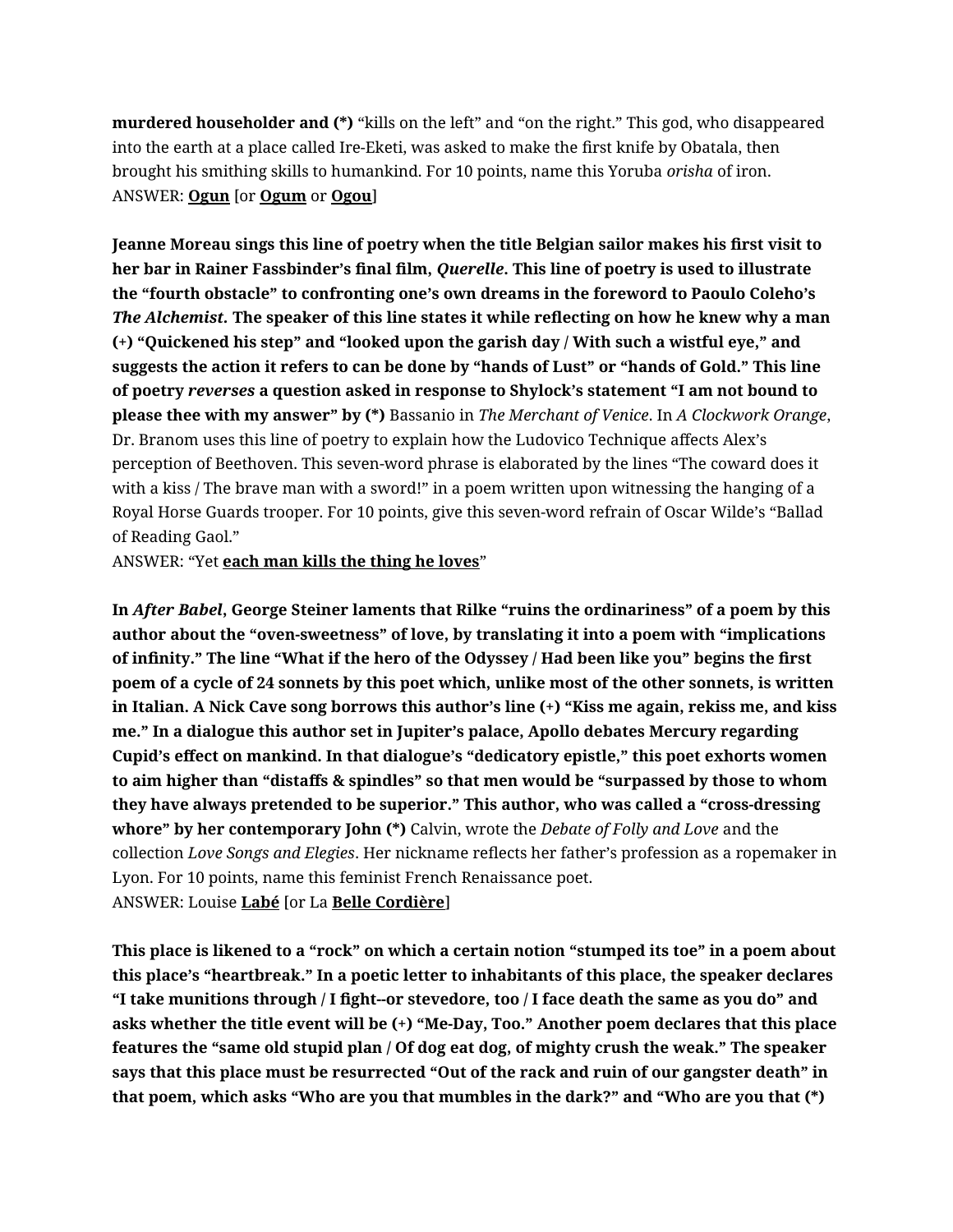**murdered householder and (*)** "kills on the left" and "on the right." This god, who disappeared into the earth at a place called Ire-Eketi, was asked to make the first knife by Obatala, then brought his smithing skills to humankind. For 10 points, name this Yoruba *orisha* of iron.
ANSWER: **<u>Ogun</u>** [or **<u>Ogum</u>** or **<u>Ogou</u>**]

**Jeanne Moreau sings this line of poetry when the title Belgian sailor makes his first visit to her bar in Rainer Fassbinder's final film, *Querelle*. This line of poetry is used to illustrate the "fourth obstacle" to confronting one's own dreams in the foreword to Paoulo Coleho's *The Alchemist*. The speaker of this line states it while reflecting on how he knew why a man (+) "Quickened his step" and "looked upon the garish day / With such a wistful eye," and suggests the action it refers to can be done by "hands of Lust" or "hands of Gold." This line of poetry *reverses* a question asked in response to Shylock's statement "I am not bound to please thee with my answer" by (*)** Bassanio in *The Merchant of Venice*. In *A Clockwork Orange*, Dr. Branom uses this line of poetry to explain how the Ludovico Technique affects Alex's perception of Beethoven. This seven-word phrase is elaborated by the lines "The coward does it with a kiss / The brave man with a sword!" in a poem written upon witnessing the hanging of a Royal Horse Guards trooper. For 10 points, give this seven-word refrain of Oscar Wilde's "Ballad of Reading Gaol."
ANSWER: "Yet **<u>each man kills the thing he loves</u>**"

**In *After Babel*, George Steiner laments that Rilke "ruins the ordinariness" of a poem by this author about the "oven-sweetness" of love, by translating it into a poem with "implications of infinity." The line "What if the hero of the Odyssey / Had been like you" begins the first poem of a cycle of 24 sonnets by this poet which, unlike most of the other sonnets, is written in Italian. A Nick Cave song borrows this author's line (+) "Kiss me again, rekiss me, and kiss me." In a dialogue this author set in Jupiter's palace, Apollo debates Mercury regarding Cupid's effect on mankind. In that dialogue's "dedicatory epistle," this poet exhorts women to aim higher than "distaffs & spindles" so that men would be "surpassed by those to whom they have always pretended to be superior." This author, who was called a "cross-dressing whore" by her contemporary John (*)** Calvin, wrote the *Debate of Folly and Love* and the collection *Love Songs and Elegies*. Her nickname reflects her father's profession as a ropemaker in Lyon. For 10 points, name this feminist French Renaissance poet.
ANSWER: Louise **<u>Labé</u>** [or La **<u>Belle Cordière</u>**]

**This place is likened to a "rock" on which a certain notion "stumped its toe" in a poem about this place's "heartbreak." In a poetic letter to inhabitants of this place, the speaker declares "I take munitions through / I fight--or stevedore, too / I face death the same as you do" and asks whether the title event will be (+) "Me-Day, Too." Another poem declares that this place features the "same old stupid plan / Of dog eat dog, of mighty crush the weak." The speaker says that this place must be resurrected "Out of the rack and ruin of our gangster death" in that poem, which asks "Who are you that mumbles in the dark?" and "Who are you that (*)**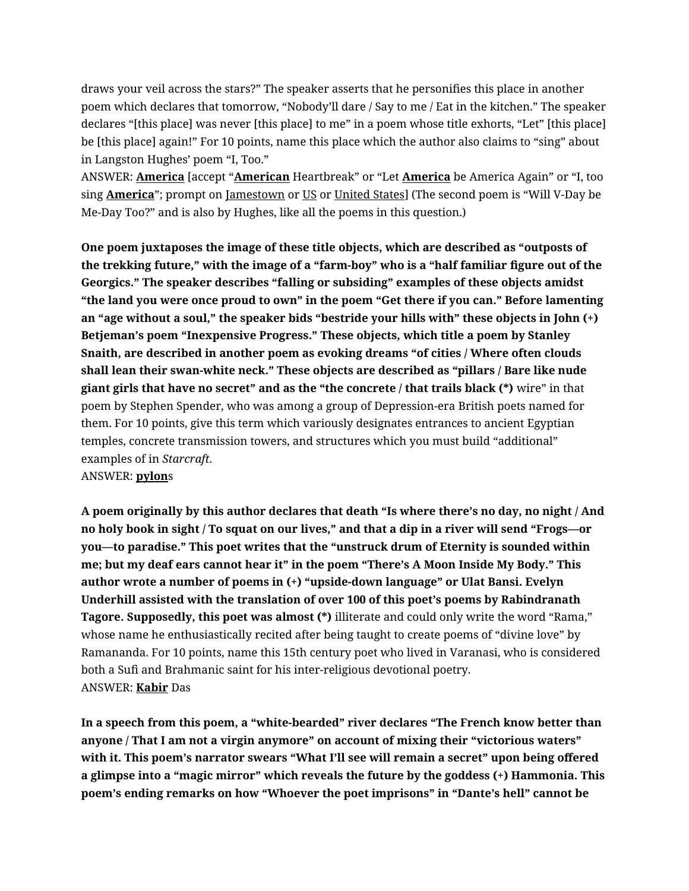draws your veil across the stars?" The speaker asserts that he personifies this place in another poem which declares that tomorrow, "Nobody'll dare / Say to me / Eat in the kitchen." The speaker declares "[this place] was never [this place] to me" in a poem whose title exhorts, "Let" [this place] be [this place] again!" For 10 points, name this place which the author also claims to "sing" about in Langston Hughes' poem "I, Too."
ANSWER: **America** [accept "**American** Heartbreak" or "Let **America** be America Again" or "I, too sing **America**"; prompt on Jamestown or US or United States] (The second poem is "Will V-Day be Me-Day Too?" and is also by Hughes, like all the poems in this question.)

**One poem juxtaposes the image of these title objects, which are described as "outposts of the trekking future," with the image of a "farm-boy" who is a "half familiar figure out of the Georgics." The speaker describes "falling or subsiding" examples of these objects amidst "the land you were once proud to own" in the poem "Get there if you can." Before lamenting an "age without a soul," the speaker bids "bestride your hills with" these objects in John (+) Betjeman's poem "Inexpensive Progress." These objects, which title a poem by Stanley Snaith, are described in another poem as evoking dreams "of cities / Where often clouds shall lean their swan-white neck." These objects are described as "pillars / Bare like nude giant girls that have no secret" and as the "the concrete / that trails black (*)** wire" in that poem by Stephen Spender, who was among a group of Depression-era British poets named for them. For 10 points, give this term which variously designates entrances to ancient Egyptian temples, concrete transmission towers, and structures which you must build "additional" examples of in *Starcraft*.
ANSWER: **pylon**s

**A poem originally by this author declares that death "Is where there's no day, no night / And no holy book in sight / To squat on our lives," and that a dip in a river will send "Frogs—or you—to paradise." This poet writes that the "unstruck drum of Eternity is sounded within me; but my deaf ears cannot hear it" in the poem "There's A Moon Inside My Body." This author wrote a number of poems in (+) "upside-down language" or Ulat Bansi. Evelyn Underhill assisted with the translation of over 100 of this poet's poems by Rabindranath Tagore. Supposedly, this poet was almost (*)** illiterate and could only write the word "Rama," whose name he enthusiastically recited after being taught to create poems of "divine love" by Ramananda. For 10 points, name this 15th century poet who lived in Varanasi, who is considered both a Sufi and Brahmanic saint for his inter-religious devotional poetry.
ANSWER: **Kabir** Das

**In a speech from this poem, a "white-bearded" river declares "The French know better than anyone / That I am not a virgin anymore" on account of mixing their "victorious waters" with it. This poem's narrator swears "What I'll see will remain a secret" upon being offered a glimpse into a "magic mirror" which reveals the future by the goddess (+) Hammonia. This poem's ending remarks on how "Whoever the poet imprisons" in "Dante's hell" cannot be**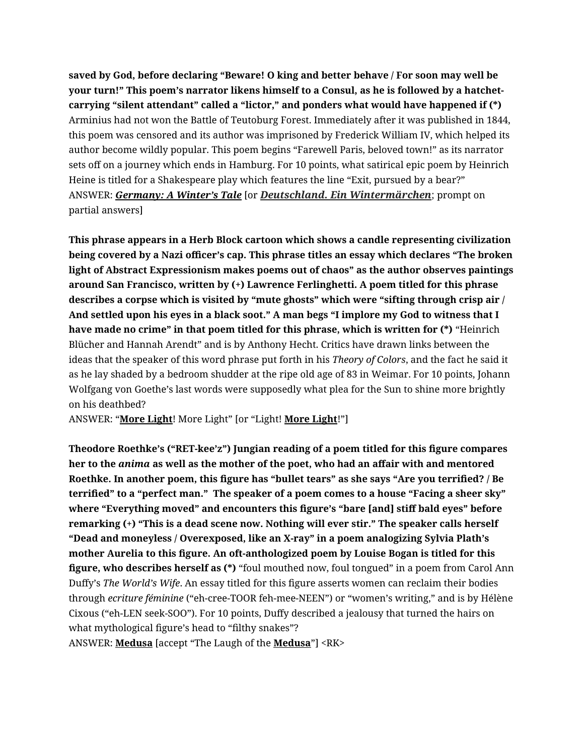**saved by God, before declaring "Beware! O king and better behave / For soon may well be your turn!" This poem's narrator likens himself to a Consul, as he is followed by a hatchet-carrying "silent attendant" called a "lictor," and ponders what would have happened if (*)** Arminius had not won the Battle of Teutoburg Forest. Immediately after it was published in 1844, this poem was censored and its author was imprisoned by Frederick William IV, which helped its author become wildly popular. This poem begins "Farewell Paris, beloved town!" as its narrator sets off on a journey which ends in Hamburg. For 10 points, what satirical epic poem by Heinrich Heine is titled for a Shakespeare play which features the line "Exit, pursued by a bear?"
ANSWER: ***<u>Germany: A Winter's Tale</u>*** [or ***<u>Deutschland. Ein Wintermärchen</u>***; prompt on partial answers]

**This phrase appears in a Herb Block cartoon which shows a candle representing civilization being covered by a Nazi officer's cap. This phrase titles an essay which declares "The broken light of Abstract Expressionism makes poems out of chaos" as the author observes paintings around San Francisco, written by (+) Lawrence Ferlinghetti. A poem titled for this phrase describes a corpse which is visited by "mute ghosts" which were "sifting through crisp air / And settled upon his eyes in a black soot." A man begs "I implore my God to witness that I have made no crime" in that poem titled for this phrase, which is written for (*)** "Heinrich Blücher and Hannah Arendt" and is by Anthony Hecht. Critics have drawn links between the ideas that the speaker of this word phrase put forth in his *Theory of Colors*, and the fact he said it as he lay shaded by a bedroom shudder at the ripe old age of 83 in Weimar. For 10 points, Johann Wolfgang von Goethe's last words were supposedly what plea for the Sun to shine more brightly on his deathbed?
ANSWER: "**<u>More Light</u>**! More Light" [or "Light! **<u>More Light</u>**!"]

**Theodore Roethke's ("RET-kee'z") Jungian reading of a poem titled for this figure compares her to the *anima* as well as the mother of the poet, who had an affair with and mentored Roethke. In another poem, this figure has "bullet tears" as she says "Are you terrified? / Be terrified" to a "perfect man." The speaker of a poem comes to a house "Facing a sheer sky" where "Everything moved" and encounters this figure's "bare [and] stiff bald eyes" before remarking (+) "This is a dead scene now. Nothing will ever stir." The speaker calls herself "Dead and moneyless / Overexposed, like an X-ray" in a poem analogizing Sylvia Plath's mother Aurelia to this figure. An oft-anthologized poem by Louise Bogan is titled for this figure, who describes herself as (*)** "foul mouthed now, foul tongued" in a poem from Carol Ann Duffy's *The World's Wife*. An essay titled for this figure asserts women can reclaim their bodies through *ecriture féminine* ("eh-cree-TOOR feh-mee-NEEN") or "women's writing," and is by Hélène Cixous ("eh-LEN seek-SOO"). For 10 points, Duffy described a jealousy that turned the hairs on what mythological figure's head to "filthy snakes"?
ANSWER: **<u>Medusa</u>** [accept "The Laugh of the **<u>Medusa</u>**"] <RK>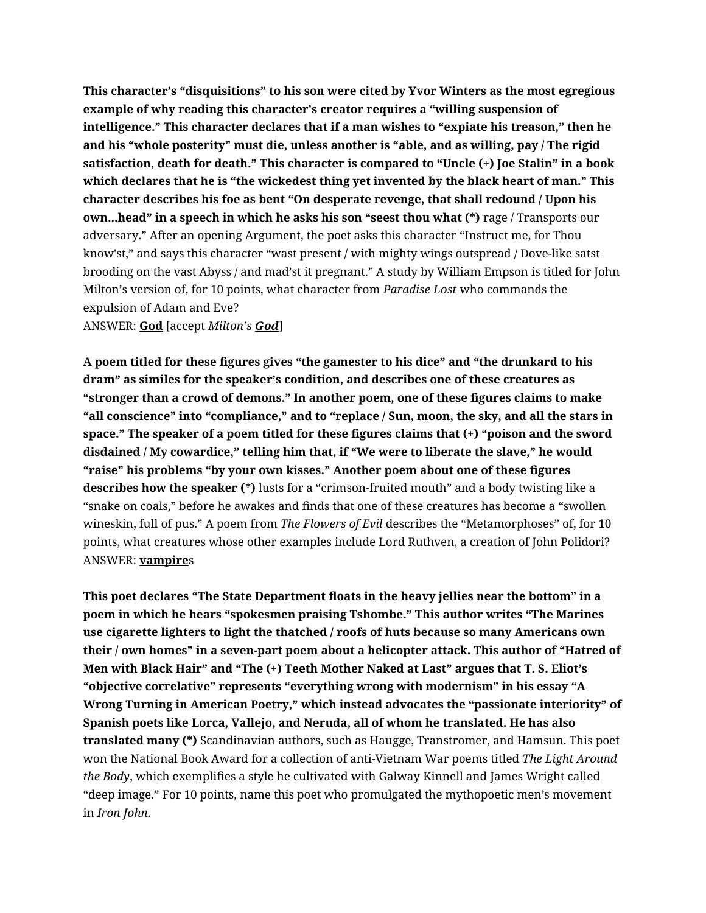**This character's "disquisitions" to his son were cited by Yvor Winters as the most egregious example of why reading this character's creator requires a "willing suspension of intelligence." This character declares that if a man wishes to "expiate his treason," then he and his "whole posterity" must die, unless another is "able, and as willing, pay / The rigid satisfaction, death for death." This character is compared to "Uncle (+) Joe Stalin" in a book which declares that he is "the wickedest thing yet invented by the black heart of man." This character describes his foe as bent "On desperate revenge, that shall redound / Upon his own…head" in a speech in which he asks his son "seest thou what (*)** rage / Transports our adversary." After an opening Argument, the poet asks this character "Instruct me, for Thou know'st," and says this character "wast present / with mighty wings outspread / Dove-like satst brooding on the vast Abyss / and mad'st it pregnant." A study by William Empson is titled for John Milton's version of, for 10 points, what character from *Paradise Lost* who commands the expulsion of Adam and Eve?
ANSWER: **God** [accept *Milton's **God***]

**A poem titled for these figures gives "the gamester to his dice" and "the drunkard to his dram" as similes for the speaker's condition, and describes one of these creatures as "stronger than a crowd of demons." In another poem, one of these figures claims to make "all conscience" into "compliance," and to "replace / Sun, moon, the sky, and all the stars in space." The speaker of a poem titled for these figures claims that (+) "poison and the sword disdained / My cowardice," telling him that, if "We were to liberate the slave," he would "raise" his problems "by your own kisses." Another poem about one of these figures describes how the speaker (*)** lusts for a "crimson-fruited mouth" and a body twisting like a "snake on coals," before he awakes and finds that one of these creatures has become a "swollen wineskin, full of pus." A poem from *The Flowers of Evil* describes the "Metamorphoses" of, for 10 points, what creatures whose other examples include Lord Ruthven, a creation of John Polidori?
ANSWER: **vampire**s

**This poet declares "The State Department floats in the heavy jellies near the bottom" in a poem in which he hears "spokesmen praising Tshombe." This author writes "The Marines use cigarette lighters to light the thatched / roofs of huts because so many Americans own their / own homes" in a seven-part poem about a helicopter attack. This author of "Hatred of Men with Black Hair" and "The (+) Teeth Mother Naked at Last" argues that T. S. Eliot's "objective correlative" represents "everything wrong with modernism" in his essay "A Wrong Turning in American Poetry," which instead advocates the "passionate interiority" of Spanish poets like Lorca, Vallejo, and Neruda, all of whom he translated. He has also translated many (*)** Scandinavian authors, such as Haugge, Transtromer, and Hamsun. This poet won the National Book Award for a collection of anti-Vietnam War poems titled *The Light Around the Body*, which exemplifies a style he cultivated with Galway Kinnell and James Wright called "deep image." For 10 points, name this poet who promulgated the mythopoetic men's movement in *Iron John*.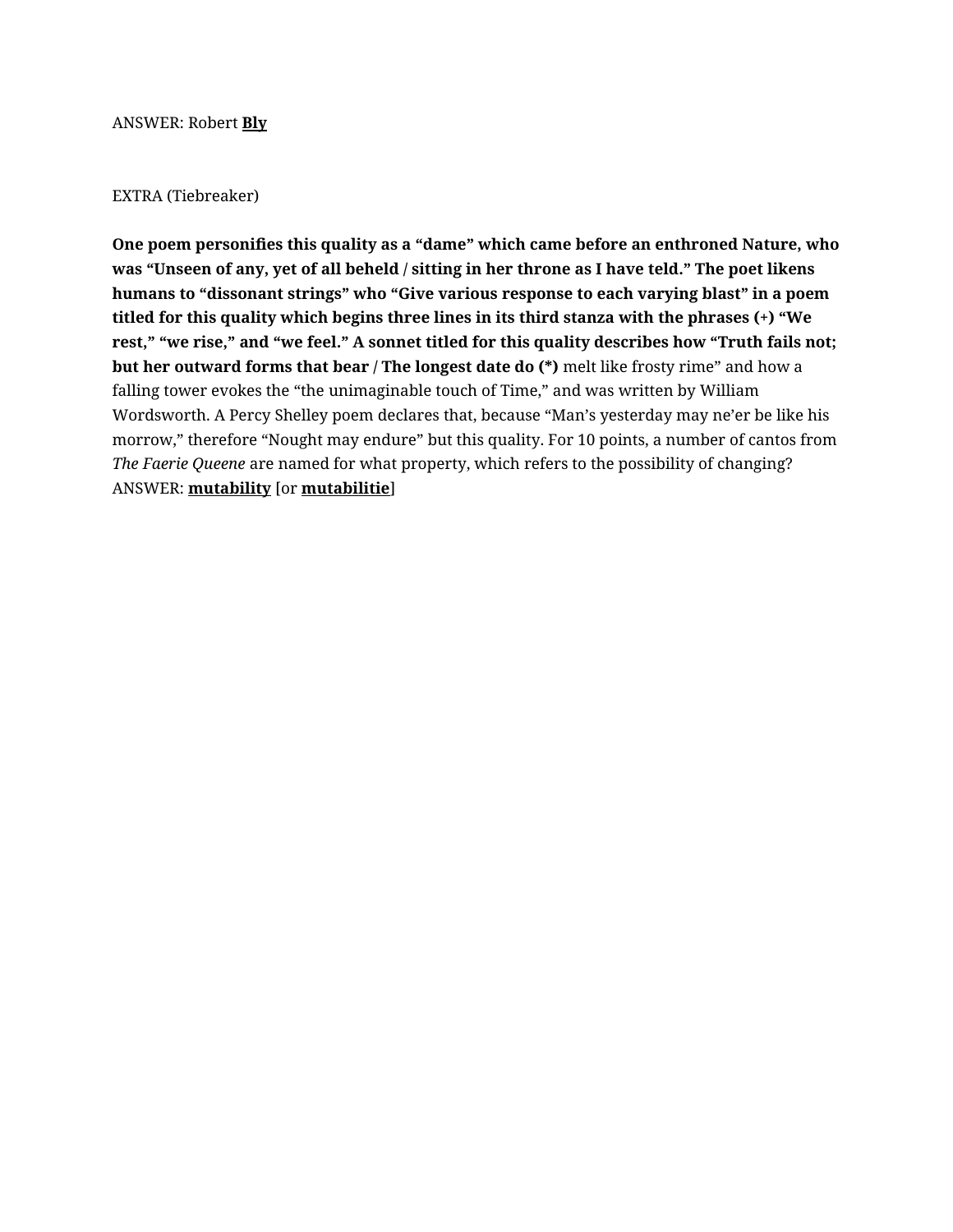ANSWER: Robert **Bly**

EXTRA (Tiebreaker)

**One poem personifies this quality as a "dame" which came before an enthroned Nature, who was "Unseen of any, yet of all beheld / sitting in her throne as I have teld." The poet likens humans to "dissonant strings" who "Give various response to each varying blast" in a poem titled for this quality which begins three lines in its third stanza with the phrases (+) "We rest," "we rise," and "we feel." A sonnet titled for this quality describes how "Truth fails not; but her outward forms that bear / The longest date do (*)** melt like frosty rime" and how a falling tower evokes the "the unimaginable touch of Time," and was written by William Wordsworth. A Percy Shelley poem declares that, because "Man's yesterday may ne'er be like his morrow," therefore "Nought may endure" but this quality. For 10 points, a number of cantos from *The Faerie Queene* are named for what property, which refers to the possibility of changing?
ANSWER: **mutability** [or **mutabilitie**]